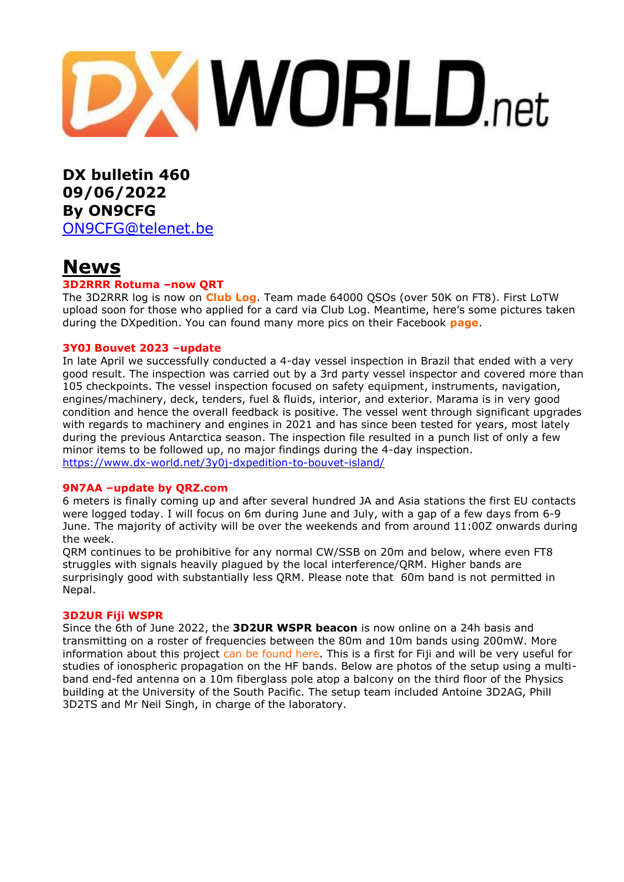# DX bulletin 460
# 09/06/2022
# By ON9CFG

ON9CFG@telenet.be

## News

### 3D2RRR Rotuma –now QRT

The 3D2RRR log is now on **Club Log**. Team made 64000 QSOs (over 50K on FT8). First LoTW upload soon for those who applied for a card via Club Log. Meantime, here's some pictures taken during the DXpedition. You can found many more pics on their Facebook **page**.

### 3Y0J Bouvet 2023 –update

In late April we successfully conducted a 4-day vessel inspection in Brazil that ended with a very good result. The inspection was carried out by a 3rd party vessel inspector and covered more than 105 checkpoints. The vessel inspection focused on safety equipment, instruments, navigation, engines/machinery, deck, tenders, fuel & fluids, interior, and exterior. Marama is in very good condition and hence the overall feedback is positive. The vessel went through significant upgrades with regards to machinery and engines in 2021 and has since been tested for years, most lately during the previous Antarctica season. The inspection file resulted in a punch list of only a few minor items to be followed up, no major findings during the 4-day inspection.
https://www.dx-world.net/3y0j-dxpedition-to-bouvet-island/

### 9N7AA –update by QRZ.com

6 meters is finally coming up and after several hundred JA and Asia stations the first EU contacts were logged today. I will focus on 6m during June and July, with a gap of a few days from 6-9 June. The majority of activity will be over the weekends and from around 11:00Z onwards during the week.
QRM continues to be prohibitive for any normal CW/SSB on 20m and below, where even FT8 struggles with signals heavily plagued by the local interference/QRM. Higher bands are surprisingly good with substantially less QRM. Please note that 60m band is not permitted in Nepal.

### 3D2UR Fiji WSPR

Since the 6th of June 2022, the **3D2UR WSPR beacon** is now online on a 24h basis and transmitting on a roster of frequencies between the 80m and 10m bands using 200mW. More information about this project can be found here. This is a first for Fiji and will be very useful for studies of ionospheric propagation on the HF bands. Below are photos of the setup using a multi-band end-fed antenna on a 10m fiberglass pole atop a balcony on the third floor of the Physics building at the University of the South Pacific. The setup team included Antoine 3D2AG, Phill 3D2TS and Mr Neil Singh, in charge of the laboratory.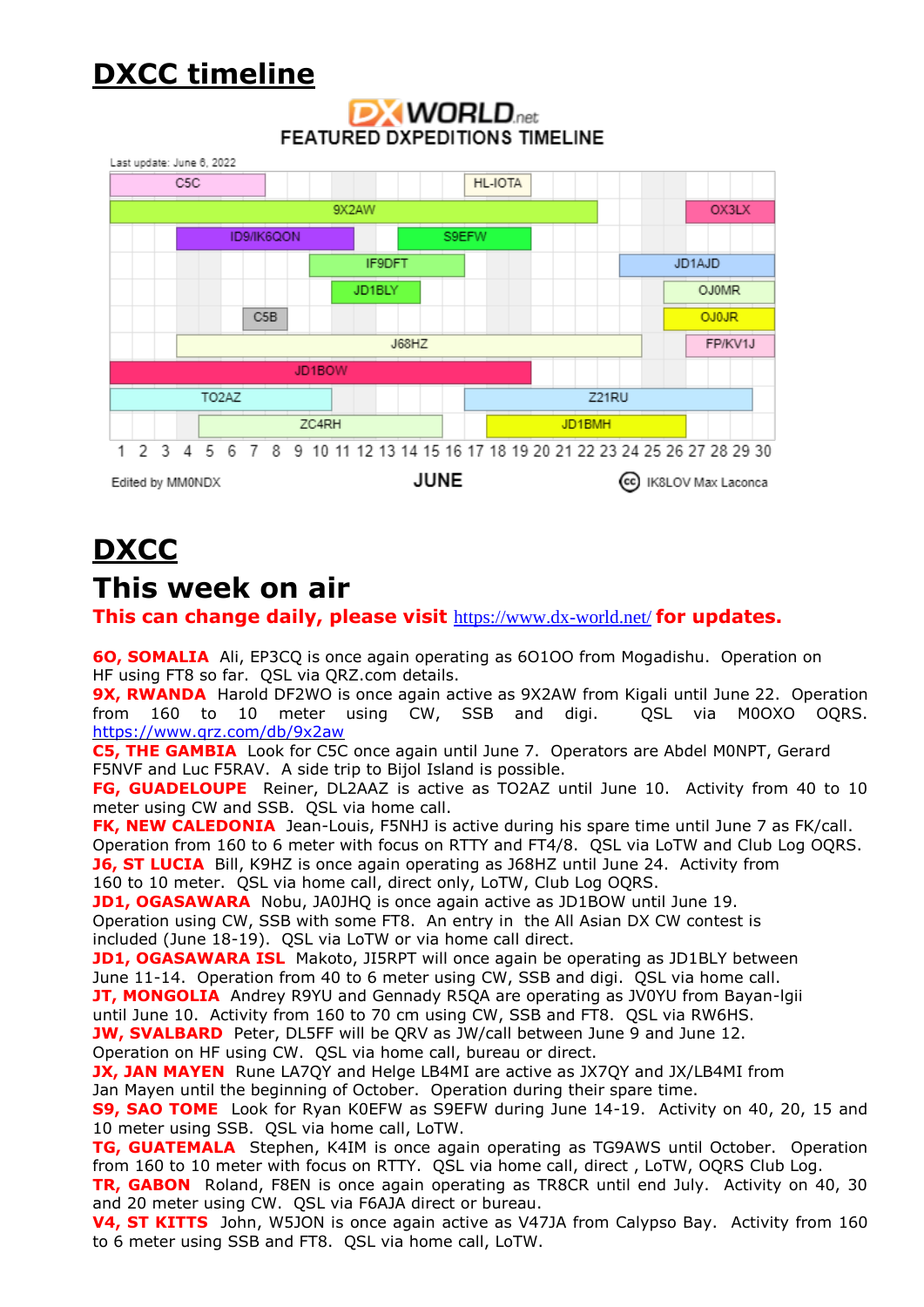# DXCC timeline

DX WORLD.net
FEATURED DXPEDITIONS TIMELINE

Last update: June 6, 2022

C5C, HL-IOTA, 9X2AW, OX3LX, ID9/IK6QON, S9EFW, IF9DFT, JD1AJD, JD1BLY, OJ0MR, C5B, OJ0JR, J68HZ, FP/KV1J, JD1BOW, TO2AZ, Z21RU, ZC4RH, JD1BMH

1 2 3 4 5 6 7 8 9 10 11 12 13 14 15 16 17 18 19 20 21 22 23 24 25 26 27 28 29 30

Edited by MM0NDX — JUNE — IK8LOV Max Laconca

# DXCC

# This week on air

**This can change daily, please visit https://www.dx-world.net/ for updates.**

**6O, SOMALIA** Ali, EP3CQ is once again operating as 6O1OO from Mogadishu. Operation on HF using FT8 so far. QSL via QRZ.com details.

**9X, RWANDA** Harold DF2WO is once again active as 9X2AW from Kigali until June 22. Operation from 160 to 10 meter using CW, SSB and digi. QSL via M0OXO OQRS. https://www.qrz.com/db/9x2aw

**C5, THE GAMBIA** Look for C5C once again until June 7. Operators are Abdel M0NPT, Gerard F5NVF and Luc F5RAV. A side trip to Bijol Island is possible.

**FG, GUADELOUPE** Reiner, DL2AAZ is active as TO2AZ until June 10. Activity from 40 to 10 meter using CW and SSB. QSL via home call.

**FK, NEW CALEDONIA** Jean-Louis, F5NHJ is active during his spare time until June 7 as FK/call. Operation from 160 to 6 meter with focus on RTTY and FT4/8. QSL via LoTW and Club Log OQRS.

**J6, ST LUCIA** Bill, K9HZ is once again operating as J68HZ until June 24. Activity from 160 to 10 meter. QSL via home call, direct only, LoTW, Club Log OQRS.

**JD1, OGASAWARA** Nobu, JA0JHQ is once again active as JD1BOW until June 19. Operation using CW, SSB with some FT8. An entry in the All Asian DX CW contest is included (June 18-19). QSL via LoTW or via home call direct.

**JD1, OGASAWARA ISL** Makoto, JI5RPT will once again be operating as JD1BLY between June 11-14. Operation from 40 to 6 meter using CW, SSB and digi. QSL via home call.

**JT, MONGOLIA** Andrey R9YU and Gennady R5QA are operating as JV0YU from Bayan-lgii until June 10. Activity from 160 to 70 cm using CW, SSB and FT8. QSL via RW6HS.

**JW, SVALBARD** Peter, DL5FF will be QRV as JW/call between June 9 and June 12. Operation on HF using CW. QSL via home call, bureau or direct.

**JX, JAN MAYEN** Rune LA7QY and Helge LB4MI are active as JX7QY and JX/LB4MI from Jan Mayen until the beginning of October. Operation during their spare time.

**S9, SAO TOME** Look for Ryan K0EFW as S9EFW during June 14-19. Activity on 40, 20, 15 and 10 meter using SSB. QSL via home call, LoTW.

**TG, GUATEMALA** Stephen, K4IM is once again operating as TG9AWS until October. Operation from 160 to 10 meter with focus on RTTY. QSL via home call, direct , LoTW, OQRS Club Log.

**TR, GABON** Roland, F8EN is once again operating as TR8CR until end July. Activity on 40, 30 and 20 meter using CW. QSL via F6AJA direct or bureau.

**V4, ST KITTS** John, W5JON is once again active as V47JA from Calypso Bay. Activity from 160 to 6 meter using SSB and FT8. QSL via home call, LoTW.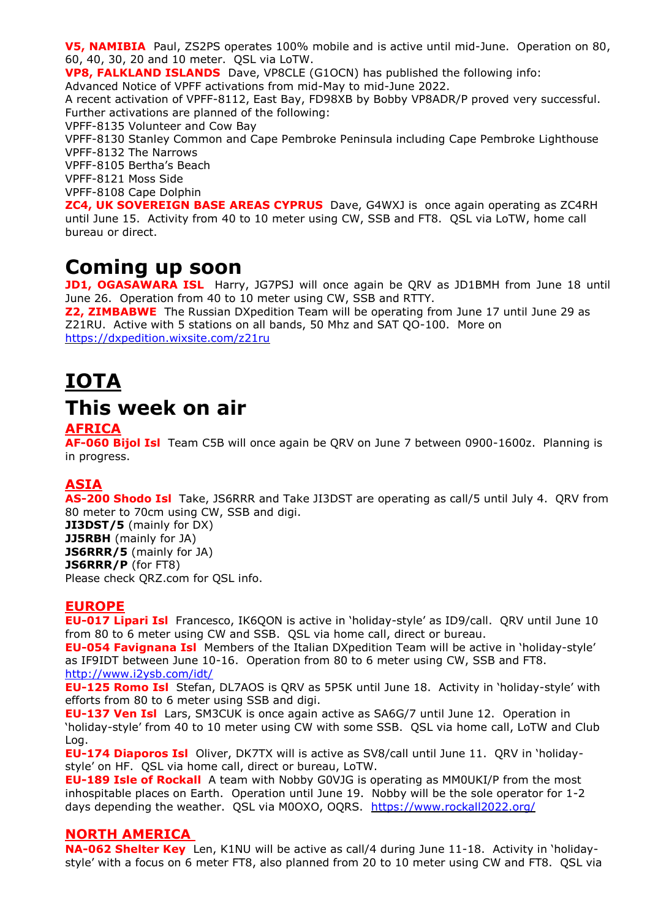**V5, NAMIBIA** Paul, ZS2PS operates 100% mobile and is active until mid-June. Operation on 80, 60, 40, 30, 20 and 10 meter. QSL via LoTW.

**VP8, FALKLAND ISLANDS** Dave, VP8CLE (G1OCN) has published the following info:
Advanced Notice of VPFF activations from mid-May to mid-June 2022.
A recent activation of VPFF-8112, East Bay, FD98XB by Bobby VP8ADR/P proved very successful.
Further activations are planned of the following:
VPFF-8135 Volunteer and Cow Bay
VPFF-8130 Stanley Common and Cape Pembroke Peninsula including Cape Pembroke Lighthouse
VPFF-8132 The Narrows
VPFF-8105 Bertha's Beach
VPFF-8121 Moss Side
VPFF-8108 Cape Dolphin

**ZC4, UK SOVEREIGN BASE AREAS CYPRUS** Dave, G4WXJ is once again operating as ZC4RH until June 15. Activity from 40 to 10 meter using CW, SSB and FT8. QSL via LoTW, home call bureau or direct.

# Coming up soon

**JD1, OGASAWARA ISL** Harry, JG7PSJ will once again be QRV as JD1BMH from June 18 until June 26. Operation from 40 to 10 meter using CW, SSB and RTTY.

**Z2, ZIMBABWE** The Russian DXpedition Team will be operating from June 17 until June 29 as Z21RU. Active with 5 stations on all bands, 50 Mhz and SAT QO-100. More on https://dxpedition.wixsite.com/z21ru

# IOTA

# This week on air

## AFRICA

**AF-060 Bijol Isl** Team C5B will once again be QRV on June 7 between 0900-1600z. Planning is in progress.

## ASIA

**AS-200 Shodo Isl** Take, JS6RRR and Take JI3DST are operating as call/5 until July 4. QRV from 80 meter to 70cm using CW, SSB and digi.
**JI3DST/5** (mainly for DX)
**JJ5RBH** (mainly for JA)
**JS6RRR/5** (mainly for JA)
**JS6RRR/P** (for FT8)
Please check QRZ.com for QSL info.

## EUROPE

**EU-017 Lipari Isl** Francesco, IK6QON is active in 'holiday-style' as ID9/call. QRV until June 10 from 80 to 6 meter using CW and SSB. QSL via home call, direct or bureau.

**EU-054 Favignana Isl** Members of the Italian DXpedition Team will be active in 'holiday-style' as IF9IDT between June 10-16. Operation from 80 to 6 meter using CW, SSB and FT8. http://www.i2ysb.com/idt/

**EU-125 Romo Isl** Stefan, DL7AOS is QRV as 5P5K until June 18. Activity in 'holiday-style' with efforts from 80 to 6 meter using SSB and digi.

**EU-137 Ven Isl** Lars, SM3CUK is once again active as SA6G/7 until June 12. Operation in 'holiday-style' from 40 to 10 meter using CW with some SSB. QSL via home call, LoTW and Club Log.

**EU-174 Diaporos Isl** Oliver, DK7TX will is active as SV8/call until June 11. QRV in 'holiday-style' on HF. QSL via home call, direct or bureau, LoTW.

**EU-189 Isle of Rockall** A team with Nobby G0VJG is operating as MM0UKI/P from the most inhospitable places on Earth. Operation until June 19. Nobby will be the sole operator for 1-2 days depending the weather. QSL via M0OXO, OQRS. https://www.rockall2022.org/

## NORTH AMERICA

**NA-062 Shelter Key** Len, K1NU will be active as call/4 during June 11-18. Activity in 'holiday-style' with a focus on 6 meter FT8, also planned from 20 to 10 meter using CW and FT8. QSL via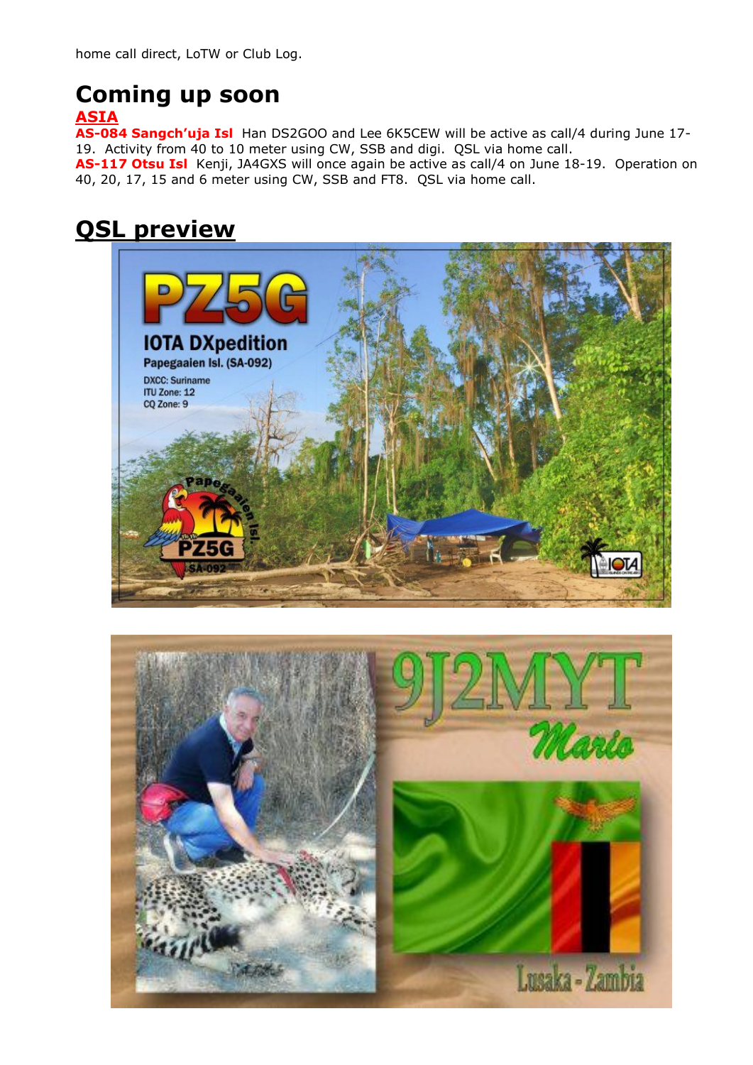home call direct, LoTW or Club Log.

# Coming up soon

## ASIA

**AS-084 Sangch'uja Isl** Han DS2GOO and Lee 6K5CEW will be active as call/4 during June 17-19. Activity from 40 to 10 meter using CW, SSB and digi. QSL via home call.

**AS-117 Otsu Isl** Kenji, JA4GXS will once again be active as call/4 on June 18-19. Operation on 40, 20, 17, 15 and 6 meter using CW, SSB and FT8. QSL via home call.

# QSL preview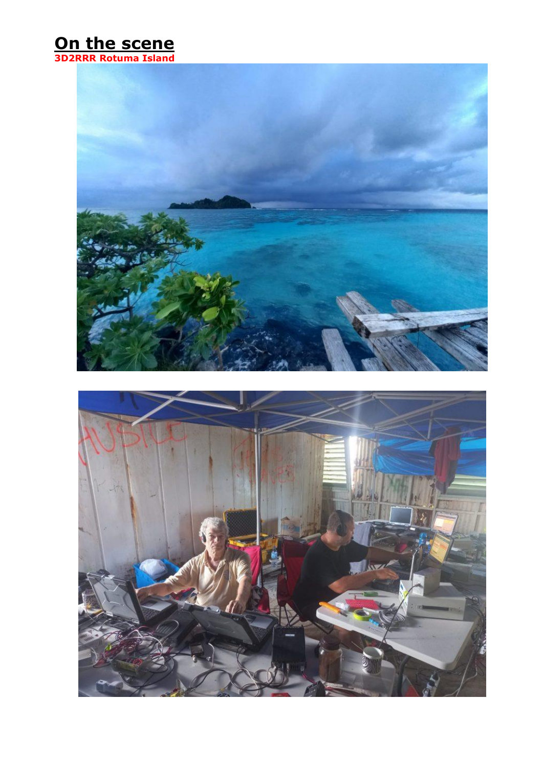## On the scene

**3D2RRR Rotuma Island**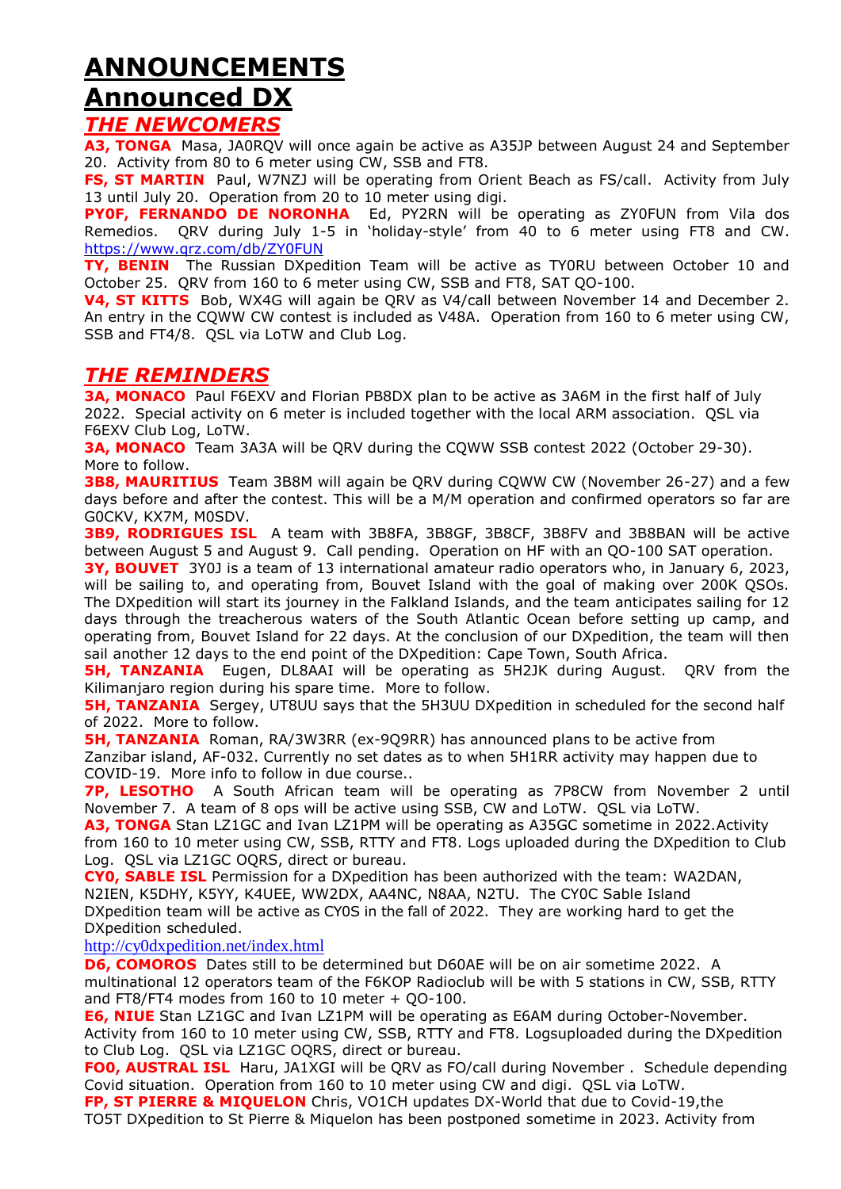# ANNOUNCEMENTS

# Announced DX

## *THE NEWCOMERS*

**A3, TONGA** Masa, JA0RQV will once again be active as A35JP between August 24 and September 20. Activity from 80 to 6 meter using CW, SSB and FT8.

**FS, ST MARTIN** Paul, W7NZJ will be operating from Orient Beach as FS/call. Activity from July 13 until July 20. Operation from 20 to 10 meter using digi.

**PY0F, FERNANDO DE NORONHA** Ed, PY2RN will be operating as ZY0FUN from Vila dos Remedios. QRV during July 1-5 in 'holiday-style' from 40 to 6 meter using FT8 and CW. https://www.qrz.com/db/ZY0FUN

**TY, BENIN** The Russian DXpedition Team will be active as TY0RU between October 10 and October 25. QRV from 160 to 6 meter using CW, SSB and FT8, SAT QO-100.

**V4, ST KITTS** Bob, WX4G will again be QRV as V4/call between November 14 and December 2. An entry in the CQWW CW contest is included as V48A. Operation from 160 to 6 meter using CW, SSB and FT4/8. QSL via LoTW and Club Log.

## *THE REMINDERS*

**3A, MONACO** Paul F6EXV and Florian PB8DX plan to be active as 3A6M in the first half of July 2022. Special activity on 6 meter is included together with the local ARM association. QSL via F6EXV Club Log, LoTW.

**3A, MONACO** Team 3A3A will be QRV during the CQWW SSB contest 2022 (October 29-30). More to follow.

**3B8, MAURITIUS** Team 3B8M will again be QRV during CQWW CW (November 26-27) and a few days before and after the contest. This will be a M/M operation and confirmed operators so far are G0CKV, KX7M, M0SDV.

**3B9, RODRIGUES ISL** A team with 3B8FA, 3B8GF, 3B8CF, 3B8FV and 3B8BAN will be active between August 5 and August 9. Call pending. Operation on HF with an QO-100 SAT operation.

**3Y, BOUVET** 3Y0J is a team of 13 international amateur radio operators who, in January 6, 2023, will be sailing to, and operating from, Bouvet Island with the goal of making over 200K QSOs. The DXpedition will start its journey in the Falkland Islands, and the team anticipates sailing for 12 days through the treacherous waters of the South Atlantic Ocean before setting up camp, and operating from, Bouvet Island for 22 days. At the conclusion of our DXpedition, the team will then sail another 12 days to the end point of the DXpedition: Cape Town, South Africa.

**5H, TANZANIA** Eugen, DL8AAI will be operating as 5H2JK during August. QRV from the Kilimanjaro region during his spare time. More to follow.

**5H, TANZANIA** Sergey, UT8UU says that the 5H3UU DXpedition in scheduled for the second half of 2022. More to follow.

**5H, TANZANIA** Roman, RA/3W3RR (ex-9Q9RR) has announced plans to be active from Zanzibar island, AF-032. Currently no set dates as to when 5H1RR activity may happen due to COVID-19. More info to follow in due course..

**7P, LESOTHO** A South African team will be operating as 7P8CW from November 2 until November 7. A team of 8 ops will be active using SSB, CW and LoTW. QSL via LoTW.

**A3, TONGA** Stan LZ1GC and Ivan LZ1PM will be operating as A35GC sometime in 2022.Activity from 160 to 10 meter using CW, SSB, RTTY and FT8. Logs uploaded during the DXpedition to Club Log. QSL via LZ1GC OQRS, direct or bureau.

**CY0, SABLE ISL** Permission for a DXpedition has been authorized with the team: WA2DAN, N2IEN, K5DHY, K5YY, K4UEE, WW2DX, AA4NC, N8AA, N2TU. The CY0C Sable Island DXpedition team will be active as CY0S in the fall of 2022. They are working hard to get the DXpedition scheduled.

http://cy0dxpedition.net/index.html

**D6, COMOROS** Dates still to be determined but D60AE will be on air sometime 2022. A multinational 12 operators team of the F6KOP Radioclub will be with 5 stations in CW, SSB, RTTY and FT8/FT4 modes from 160 to 10 meter + QO-100.

**E6, NIUE** Stan LZ1GC and Ivan LZ1PM will be operating as E6AM during October-November. Activity from 160 to 10 meter using CW, SSB, RTTY and FT8. Logsuploaded during the DXpedition to Club Log. QSL via LZ1GC OQRS, direct or bureau.

**FO0, AUSTRAL ISL** Haru, JA1XGI will be QRV as FO/call during November . Schedule depending Covid situation. Operation from 160 to 10 meter using CW and digi. QSL via LoTW.

**FP, ST PIERRE & MIQUELON** Chris, VO1CH updates DX-World that due to Covid-19,the TO5T DXpedition to St Pierre & Miquelon has been postponed sometime in 2023. Activity from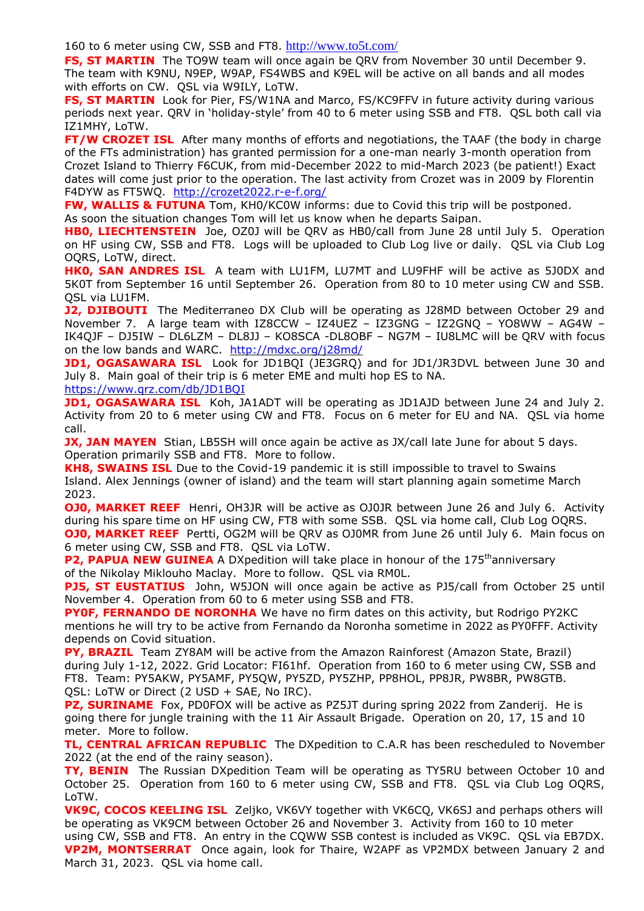160 to 6 meter using CW, SSB and FT8. http://www.to5t.com/

**FS, ST MARTIN** The TO9W team will once again be QRV from November 30 until December 9. The team with K9NU, N9EP, W9AP, FS4WBS and K9EL will be active on all bands and all modes with efforts on CW. QSL via W9ILY, LoTW.

**FS, ST MARTIN** Look for Pier, FS/W1NA and Marco, FS/KC9FFV in future activity during various periods next year. QRV in 'holiday-style' from 40 to 6 meter using SSB and FT8. QSL both call via IZ1MHY, LoTW.

**FT/W CROZET ISL** After many months of efforts and negotiations, the TAAF (the body in charge of the FTs administration) has granted permission for a one-man nearly 3-month operation from Crozet Island to Thierry F6CUK, from mid-December 2022 to mid-March 2023 (be patient!) Exact dates will come just prior to the operation. The last activity from Crozet was in 2009 by Florentin F4DYW as FT5WQ. http://crozet2022.r-e-f.org/

**FW, WALLIS & FUTUNA** Tom, KH0/KC0W informs: due to Covid this trip will be postponed. As soon the situation changes Tom will let us know when he departs Saipan.

**HB0, LIECHTENSTEIN** Joe, OZ0J will be QRV as HB0/call from June 28 until July 5. Operation on HF using CW, SSB and FT8. Logs will be uploaded to Club Log live or daily. QSL via Club Log OQRS, LoTW, direct.

**HK0, SAN ANDRES ISL** A team with LU1FM, LU7MT and LU9FHF will be active as 5J0DX and 5K0T from September 16 until September 26. Operation from 80 to 10 meter using CW and SSB. QSL via LU1FM.

**J2, DJIBOUTI** The Mediterraneo DX Club will be operating as J28MD between October 29 and November 7. A large team with IZ8CCW – IZ4UEZ – IZ3GNG – IZ2GNQ – YO8WW – AG4W – IK4QJF – DJ5IW – DL6LZM – DL8JJ – KO8SCA -DL8OBF – NG7M – IU8LMC will be QRV with focus on the low bands and WARC. http://mdxc.org/j28md/

**JD1, OGASAWARA ISL** Look for JD1BQI (JE3GRQ) and for JD1/JR3DVL between June 30 and July 8. Main goal of their trip is 6 meter EME and multi hop ES to NA. https://www.qrz.com/db/JD1BQI

**JD1, OGASAWARA ISL** Koh, JA1ADT will be operating as JD1AJD between June 24 and July 2. Activity from 20 to 6 meter using CW and FT8. Focus on 6 meter for EU and NA. QSL via home call.

**JX, JAN MAYEN** Stian, LB5SH will once again be active as JX/call late June for about 5 days. Operation primarily SSB and FT8. More to follow.

**KH8, SWAINS ISL** Due to the Covid-19 pandemic it is still impossible to travel to Swains Island. Alex Jennings (owner of island) and the team will start planning again sometime March 2023.

**OJ0, MARKET REEF** Henri, OH3JR will be active as OJ0JR between June 26 and July 6. Activity during his spare time on HF using CW, FT8 with some SSB. QSL via home call, Club Log OQRS.

**OJ0, MARKET REEF** Pertti, OG2M will be QRV as OJ0MR from June 26 until July 6. Main focus on 6 meter using CW, SSB and FT8. QSL via LoTW.

**P2, PAPUA NEW GUINEA** A DXpedition will take place in honour of the 175th anniversary of the Nikolay Miklouho Maclay. More to follow. QSL via RM0L.

**PJ5, ST EUSTATIUS** John, W5JON will once again be active as PJ5/call from October 25 until November 4. Operation from 60 to 6 meter using SSB and FT8.

**PY0F, FERNANDO DE NORONHA** We have no firm dates on this activity, but Rodrigo PY2KC mentions he will try to be active from Fernando da Noronha sometime in 2022 as PY0FFF. Activity depends on Covid situation.

**PY, BRAZIL** Team ZY8AM will be active from the Amazon Rainforest (Amazon State, Brazil) during July 1-12, 2022. Grid Locator: FI61hf. Operation from 160 to 6 meter using CW, SSB and FT8. Team: PY5AKW, PY5AMF, PY5QW, PY5ZD, PY5ZHP, PP8HOL, PP8JR, PW8BR, PW8GTB. QSL: LoTW or Direct (2 USD + SAE, No IRC).

**PZ, SURINAME** Fox, PD0FOX will be active as PZ5JT during spring 2022 from Zanderij. He is going there for jungle training with the 11 Air Assault Brigade. Operation on 20, 17, 15 and 10 meter. More to follow.

**TL, CENTRAL AFRICAN REPUBLIC** The DXpedition to C.A.R has been rescheduled to November 2022 (at the end of the rainy season).

**TY, BENIN** The Russian DXpedition Team will be operating as TY5RU between October 10 and October 25. Operation from 160 to 6 meter using CW, SSB and FT8. QSL via Club Log OQRS, LoTW.

**VK9C, COCOS KEELING ISL** Zeljko, VK6VY together with VK6CQ, VK6SJ and perhaps others will be operating as VK9CM between October 26 and November 3. Activity from 160 to 10 meter using CW, SSB and FT8. An entry in the CQWW SSB contest is included as VK9C. QSL via EB7DX.

**VP2M, MONTSERRAT** Once again, look for Thaire, W2APF as VP2MDX between January 2 and March 31, 2023. QSL via home call.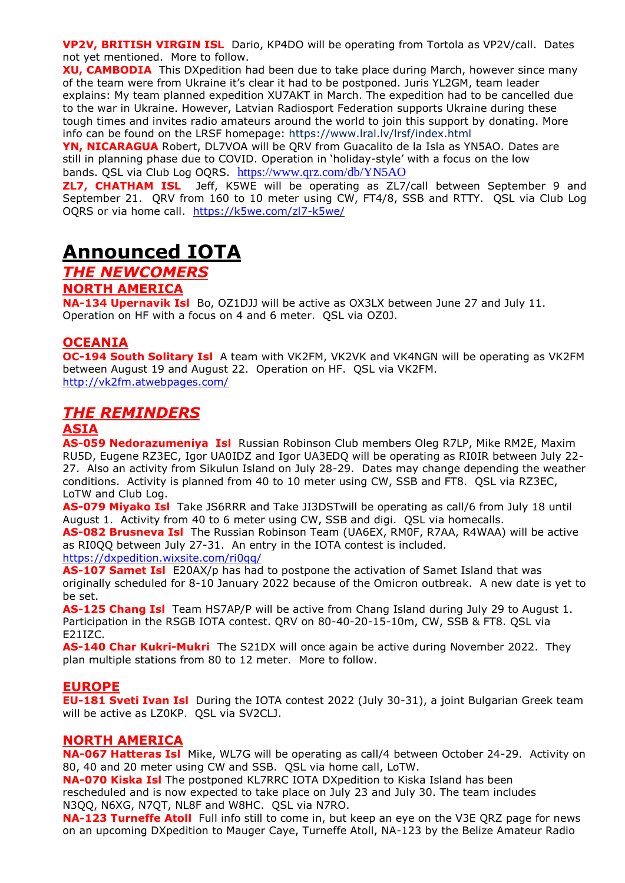**VP2V, BRITISH VIRGIN ISL** Dario, KP4DO will be operating from Tortola as VP2V/call. Dates not yet mentioned. More to follow.

**XU, CAMBODIA** This DXpedition had been due to take place during March, however since many of the team were from Ukraine it's clear it had to be postponed. Juris YL2GM, team leader explains: My team planned expedition XU7AKT in March. The expedition had to be cancelled due to the war in Ukraine. However, Latvian Radiosport Federation supports Ukraine during these tough times and invites radio amateurs around the world to join this support by donating. More info can be found on the LRSF homepage: https://www.lral.lv/lrsf/index.html

**YN, NICARAGUA** Robert, DL7VOA will be QRV from Guacalito de la Isla as YN5AO. Dates are still in planning phase due to COVID. Operation in 'holiday-style' with a focus on the low bands. QSL via Club Log OQRS. https://www.qrz.com/db/YN5AO

**ZL7, CHATHAM ISL** Jeff, K5WE will be operating as ZL7/call between September 9 and September 21. QRV from 160 to 10 meter using CW, FT4/8, SSB and RTTY. QSL via Club Log OQRS or via home call. https://k5we.com/zl7-k5we/

# Announced IOTA

## *THE NEWCOMERS*

### NORTH AMERICA

**NA-134 Upernavik Isl** Bo, OZ1DJJ will be active as OX3LX between June 27 and July 11. Operation on HF with a focus on 4 and 6 meter. QSL via OZ0J.

### OCEANIA

**OC-194 South Solitary Isl** A team with VK2FM, VK2VK and VK4NGN will be operating as VK2FM between August 19 and August 22. Operation on HF. QSL via VK2FM. http://vk2fm.atwebpages.com/

## *THE REMINDERS*

### ASIA

**AS-059 Nedorazumeniya Isl** Russian Robinson Club members Oleg R7LP, Mike RM2E, Maxim RU5D, Eugene RZ3EC, Igor UA0IDZ and Igor UA3EDQ will be operating as RI0IR between July 22-27. Also an activity from Sikulun Island on July 28-29. Dates may change depending the weather conditions. Activity is planned from 40 to 10 meter using CW, SSB and FT8. QSL via RZ3EC, LoTW and Club Log.

**AS-079 Miyako Isl** Take JS6RRR and Take JI3DSTwill be operating as call/6 from July 18 until August 1. Activity from 40 to 6 meter using CW, SSB and digi. QSL via homecalls.

**AS-082 Brusneva Isl** The Russian Robinson Team (UA6EX, RM0F, R7AA, R4WAA) will be active as RI0QQ between July 27-31. An entry in the IOTA contest is included. https://dxpedition.wixsite.com/ri0qq/

**AS-107 Samet Isl** E20AX/p has had to postpone the activation of Samet Island that was originally scheduled for 8-10 January 2022 because of the Omicron outbreak. A new date is yet to be set.

**AS-125 Chang Isl** Team HS7AP/P will be active from Chang Island during July 29 to August 1. Participation in the RSGB IOTA contest. QRV on 80-40-20-15-10m, CW, SSB & FT8. QSL via E21IZC.

**AS-140 Char Kukri-Mukri** The S21DX will once again be active during November 2022. They plan multiple stations from 80 to 12 meter. More to follow.

### EUROPE

**EU-181 Sveti Ivan Isl** During the IOTA contest 2022 (July 30-31), a joint Bulgarian Greek team will be active as LZ0KP. QSL via SV2CLJ.

### NORTH AMERICA

**NA-067 Hatteras Isl** Mike, WL7G will be operating as call/4 between October 24-29. Activity on 80, 40 and 20 meter using CW and SSB. QSL via home call, LoTW.

**NA-070 Kiska Isl** The postponed KL7RRC IOTA DXpedition to Kiska Island has been rescheduled and is now expected to take place on July 23 and July 30. The team includes N3QQ, N6XG, N7QT, NL8F and W8HC. QSL via N7RO.

**NA-123 Turneffe Atoll** Full info still to come in, but keep an eye on the V3E QRZ page for news on an upcoming DXpedition to Mauger Caye, Turneffe Atoll, NA-123 by the Belize Amateur Radio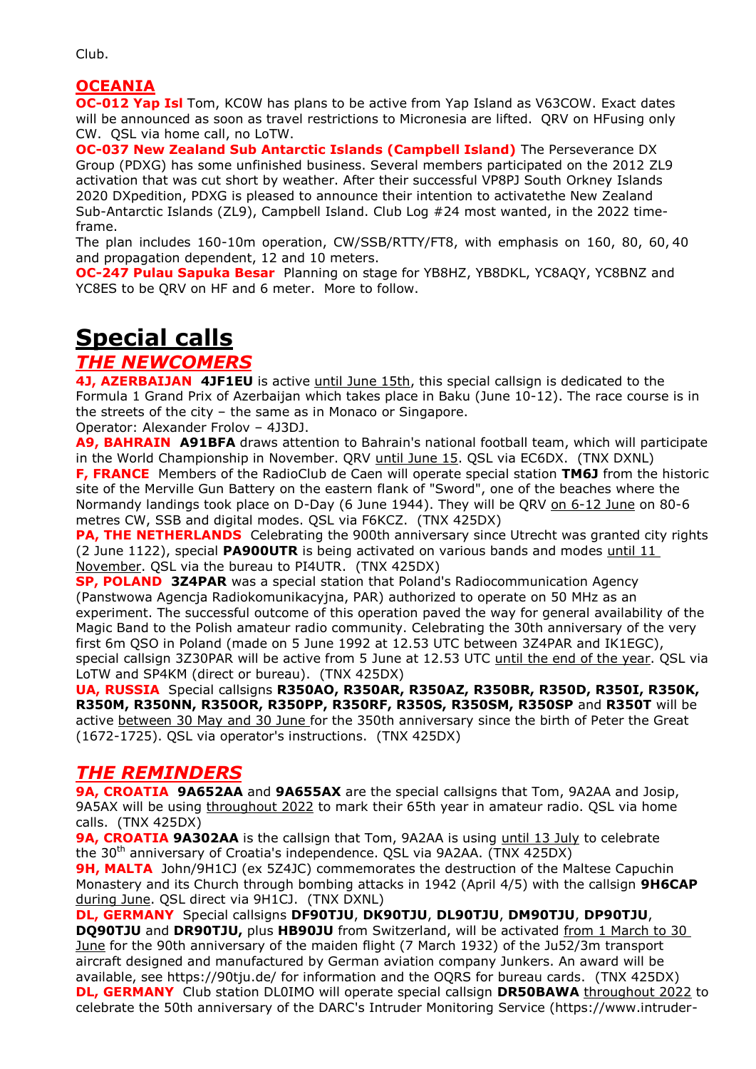Club.

## OCEANIA

**OC-012 Yap Isl** Tom, KC0W has plans to be active from Yap Island as V63COW. Exact dates will be announced as soon as travel restrictions to Micronesia are lifted. QRV on HFusing only CW. QSL via home call, no LoTW.

**OC-037 New Zealand Sub Antarctic Islands (Campbell Island)** The Perseverance DX Group (PDXG) has some unfinished business. Several members participated on the 2012 ZL9 activation that was cut short by weather. After their successful VP8PJ South Orkney Islands 2020 DXpedition, PDXG is pleased to announce their intention to activatethe New Zealand Sub-Antarctic Islands (ZL9), Campbell Island. Club Log #24 most wanted, in the 2022 time-frame.

The plan includes 160-10m operation, CW/SSB/RTTY/FT8, with emphasis on 160, 80, 60, 40 and propagation dependent, 12 and 10 meters.

**OC-247 Pulau Sapuka Besar** Planning on stage for YB8HZ, YB8DKL, YC8AQY, YC8BNZ and YC8ES to be QRV on HF and 6 meter. More to follow.

# Special calls

## *THE NEWCOMERS*

**4J, AZERBAIJAN 4JF1EU** is active until June 15th, this special callsign is dedicated to the Formula 1 Grand Prix of Azerbaijan which takes place in Baku (June 10-12). The race course is in the streets of the city – the same as in Monaco or Singapore.
Operator: Alexander Frolov – 4J3DJ.

**A9, BAHRAIN A91BFA** draws attention to Bahrain's national football team, which will participate in the World Championship in November. QRV until June 15. QSL via EC6DX. (TNX DXNL)

**F, FRANCE** Members of the RadioClub de Caen will operate special station **TM6J** from the historic site of the Merville Gun Battery on the eastern flank of "Sword", one of the beaches where the Normandy landings took place on D-Day (6 June 1944). They will be QRV on 6-12 June on 80-6 metres CW, SSB and digital modes. QSL via F6KCZ. (TNX 425DX)

**PA, THE NETHERLANDS** Celebrating the 900th anniversary since Utrecht was granted city rights (2 June 1122), special **PA900UTR** is being activated on various bands and modes until 11 November. QSL via the bureau to PI4UTR. (TNX 425DX)

**SP, POLAND 3Z4PAR** was a special station that Poland's Radiocommunication Agency (Panstwowa Agencja Radiokomunikacyjna, PAR) authorized to operate on 50 MHz as an experiment. The successful outcome of this operation paved the way for general availability of the Magic Band to the Polish amateur radio community. Celebrating the 30th anniversary of the very first 6m QSO in Poland (made on 5 June 1992 at 12.53 UTC between 3Z4PAR and IK1EGC), special callsign 3Z30PAR will be active from 5 June at 12.53 UTC until the end of the year. QSL via LoTW and SP4KM (direct or bureau). (TNX 425DX)

**UA, RUSSIA** Special callsigns **R350AO, R350AR, R350AZ, R350BR, R350D, R350I, R350K, R350M, R350NN, R350OR, R350PP, R350RF, R350S, R350SM, R350SP** and **R350T** will be active between 30 May and 30 June for the 350th anniversary since the birth of Peter the Great (1672-1725). QSL via operator's instructions. (TNX 425DX)

## *THE REMINDERS*

**9A, CROATIA 9A652AA** and **9A655AX** are the special callsigns that Tom, 9A2AA and Josip, 9A5AX will be using throughout 2022 to mark their 65th year in amateur radio. QSL via home calls. (TNX 425DX)

**9A, CROATIA 9A302AA** is the callsign that Tom, 9A2AA is using until 13 July to celebrate the 30th anniversary of Croatia's independence. QSL via 9A2AA. (TNX 425DX)

**9H, MALTA** John/9H1CJ (ex 5Z4JC) commemorates the destruction of the Maltese Capuchin Monastery and its Church through bombing attacks in 1942 (April 4/5) with the callsign **9H6CAP** during June. QSL direct via 9H1CJ. (TNX DXNL)

**DL, GERMANY** Special callsigns **DF90TJU**, **DK90TJU**, **DL90TJU**, **DM90TJU**, **DP90TJU**, **DQ90TJU** and **DR90TJU,** plus **HB90JU** from Switzerland, will be activated from 1 March to 30 June for the 90th anniversary of the maiden flight (7 March 1932) of the Ju52/3m transport aircraft designed and manufactured by German aviation company Junkers. An award will be available, see https://90tju.de/ for information and the OQRS for bureau cards. (TNX 425DX)

**DL, GERMANY** Club station DL0IMO will operate special callsign **DR50BAWA** throughout 2022 to celebrate the 50th anniversary of the DARC's Intruder Monitoring Service (https://www.intruder-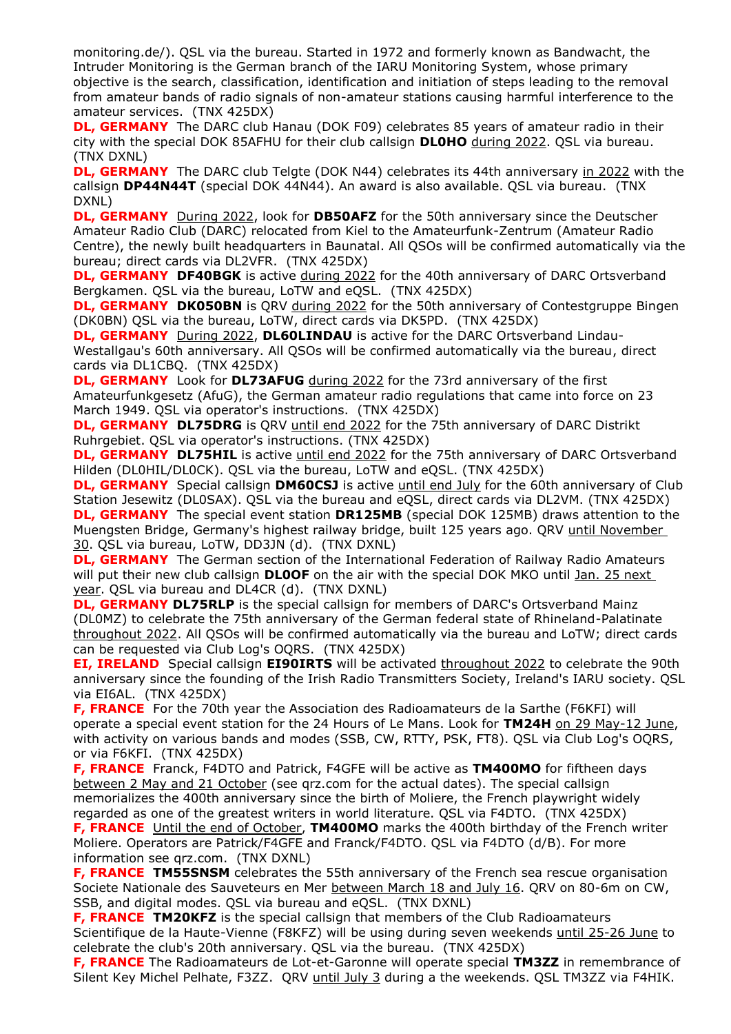monitoring.de/). QSL via the bureau. Started in 1972 and formerly known as Bandwacht, the Intruder Monitoring is the German branch of the IARU Monitoring System, whose primary objective is the search, classification, identification and initiation of steps leading to the removal from amateur bands of radio signals of non-amateur stations causing harmful interference to the amateur services. (TNX 425DX)

**DL, GERMANY** The DARC club Hanau (DOK F09) celebrates 85 years of amateur radio in their city with the special DOK 85AFHU for their club callsign **DL0HO** during 2022. QSL via bureau. (TNX DXNL)

**DL, GERMANY** The DARC club Telgte (DOK N44) celebrates its 44th anniversary in 2022 with the callsign **DP44N44T** (special DOK 44N44). An award is also available. QSL via bureau. (TNX DXNL)

**DL, GERMANY** During 2022, look for **DB50AFZ** for the 50th anniversary since the Deutscher Amateur Radio Club (DARC) relocated from Kiel to the Amateurfunk-Zentrum (Amateur Radio Centre), the newly built headquarters in Baunatal. All QSOs will be confirmed automatically via the bureau; direct cards via DL2VFR. (TNX 425DX)

**DL, GERMANY** **DF40BGK** is active during 2022 for the 40th anniversary of DARC Ortsverband Bergkamen. QSL via the bureau, LoTW and eQSL. (TNX 425DX)

**DL, GERMANY** **DK050BN** is QRV during 2022 for the 50th anniversary of Contestgruppe Bingen (DK0BN) QSL via the bureau, LoTW, direct cards via DK5PD. (TNX 425DX)

**DL, GERMANY** During 2022, **DL60LINDAU** is active for the DARC Ortsverband Lindau-Westallgau's 60th anniversary. All QSOs will be confirmed automatically via the bureau, direct cards via DL1CBQ. (TNX 425DX)

**DL, GERMANY** Look for **DL73AFUG** during 2022 for the 73rd anniversary of the first Amateurfunkgesetz (AfuG), the German amateur radio regulations that came into force on 23 March 1949. QSL via operator's instructions. (TNX 425DX)

**DL, GERMANY** **DL75DRG** is QRV until end 2022 for the 75th anniversary of DARC Distrikt Ruhrgebiet. QSL via operator's instructions. (TNX 425DX)

**DL, GERMANY** **DL75HIL** is active until end 2022 for the 75th anniversary of DARC Ortsverband Hilden (DL0HIL/DL0CK). QSL via the bureau, LoTW and eQSL. (TNX 425DX)

**DL, GERMANY** Special callsign **DM60CSJ** is active until end July for the 60th anniversary of Club Station Jesewitz (DL0SAX). QSL via the bureau and eQSL, direct cards via DL2VM. (TNX 425DX)

**DL, GERMANY** The special event station **DR125MB** (special DOK 125MB) draws attention to the Muengsten Bridge, Germany's highest railway bridge, built 125 years ago. QRV until November 30. QSL via bureau, LoTW, DD3JN (d). (TNX DXNL)

**DL, GERMANY** The German section of the International Federation of Railway Radio Amateurs will put their new club callsign **DL0OF** on the air with the special DOK MKO until Jan. 25 next year. QSL via bureau and DL4CR (d). (TNX DXNL)

**DL, GERMANY** **DL75RLP** is the special callsign for members of DARC's Ortsverband Mainz (DL0MZ) to celebrate the 75th anniversary of the German federal state of Rhineland-Palatinate throughout 2022. All QSOs will be confirmed automatically via the bureau and LoTW; direct cards can be requested via Club Log's OQRS. (TNX 425DX)

**EI, IRELAND** Special callsign **EI90IRTS** will be activated throughout 2022 to celebrate the 90th anniversary since the founding of the Irish Radio Transmitters Society, Ireland's IARU society. QSL via EI6AL. (TNX 425DX)

**F, FRANCE** For the 70th year the Association des Radioamateurs de la Sarthe (F6KFI) will operate a special event station for the 24 Hours of Le Mans. Look for **TM24H** on 29 May-12 June, with activity on various bands and modes (SSB, CW, RTTY, PSK, FT8). QSL via Club Log's OQRS, or via F6KFI. (TNX 425DX)

**F, FRANCE** Franck, F4DTO and Patrick, F4GFE will be active as **TM400MO** for fiftheen days between 2 May and 21 October (see qrz.com for the actual dates). The special callsign memorializes the 400th anniversary since the birth of Moliere, the French playwright widely regarded as one of the greatest writers in world literature. QSL via F4DTO. (TNX 425DX)

**F, FRANCE** Until the end of October, **TM400MO** marks the 400th birthday of the French writer Moliere. Operators are Patrick/F4GFE and Franck/F4DTO. QSL via F4DTO (d/B). For more information see qrz.com. (TNX DXNL)

**F, FRANCE** **TM55SNSM** celebrates the 55th anniversary of the French sea rescue organisation Societe Nationale des Sauveteurs en Mer between March 18 and July 16. QRV on 80-6m on CW, SSB, and digital modes. QSL via bureau and eQSL. (TNX DXNL)

**F, FRANCE** **TM20KFZ** is the special callsign that members of the Club Radioamateurs Scientifique de la Haute-Vienne (F8KFZ) will be using during seven weekends until 25-26 June to celebrate the club's 20th anniversary. QSL via the bureau. (TNX 425DX)

**F, FRANCE** The Radioamateurs de Lot-et-Garonne will operate special **TM3ZZ** in remembrance of Silent Key Michel Pelhate, F3ZZ. QRV until July 3 during a the weekends. QSL TM3ZZ via F4HIK.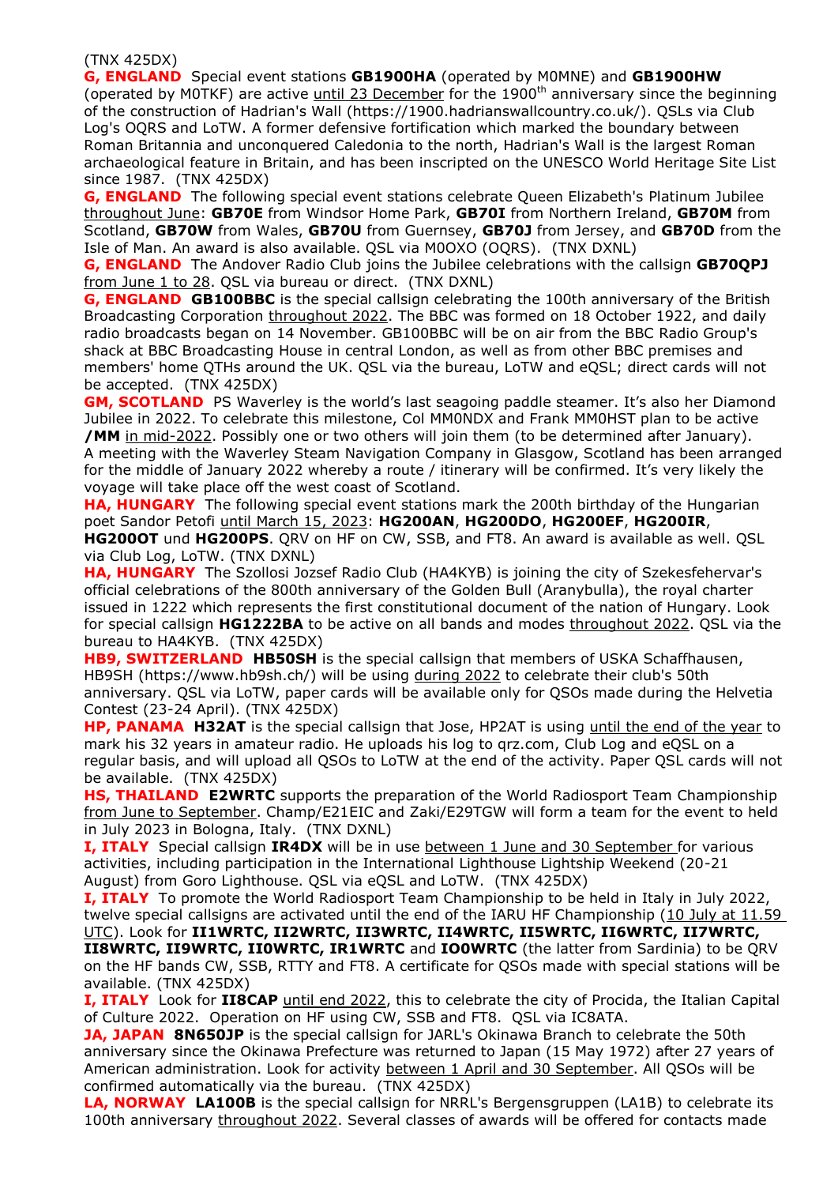(TNX 425DX)

**G, ENGLAND** Special event stations **GB1900HA** (operated by M0MNE) and **GB1900HW** (operated by M0TKF) are active until 23 December for the 1900th anniversary since the beginning of the construction of Hadrian's Wall (https://1900.hadrianswallcountry.co.uk/). QSLs via Club Log's OQRS and LoTW. A former defensive fortification which marked the boundary between Roman Britannia and unconquered Caledonia to the north, Hadrian's Wall is the largest Roman archaeological feature in Britain, and has been inscripted on the UNESCO World Heritage Site List since 1987. (TNX 425DX)

**G, ENGLAND** The following special event stations celebrate Queen Elizabeth's Platinum Jubilee throughout June: **GB70E** from Windsor Home Park, **GB70I** from Northern Ireland, **GB70M** from Scotland, **GB70W** from Wales, **GB70U** from Guernsey, **GB70J** from Jersey, and **GB70D** from the Isle of Man. An award is also available. QSL via M0OXO (OQRS). (TNX DXNL)

**G, ENGLAND** The Andover Radio Club joins the Jubilee celebrations with the callsign **GB70QPJ** from June 1 to 28. QSL via bureau or direct. (TNX DXNL)

**G, ENGLAND** **GB100BBC** is the special callsign celebrating the 100th anniversary of the British Broadcasting Corporation throughout 2022. The BBC was formed on 18 October 1922, and daily radio broadcasts began on 14 November. GB100BBC will be on air from the BBC Radio Group's shack at BBC Broadcasting House in central London, as well as from other BBC premises and members' home QTHs around the UK. QSL via the bureau, LoTW and eQSL; direct cards will not be accepted. (TNX 425DX)

**GM, SCOTLAND** PS Waverley is the world's last seagoing paddle steamer. It's also her Diamond Jubilee in 2022. To celebrate this milestone, Col MM0NDX and Frank MM0HST plan to be active **/MM** in mid-2022. Possibly one or two others will join them (to be determined after January). A meeting with the Waverley Steam Navigation Company in Glasgow, Scotland has been arranged for the middle of January 2022 whereby a route / itinerary will be confirmed. It's very likely the voyage will take place off the west coast of Scotland.

**HA, HUNGARY** The following special event stations mark the 200th birthday of the Hungarian poet Sandor Petofi until March 15, 2023: **HG200AN**, **HG200DO**, **HG200EF**, **HG200IR**, **HG200OT** und **HG200PS**. QRV on HF on CW, SSB, and FT8. An award is available as well. QSL via Club Log, LoTW. (TNX DXNL)

**HA, HUNGARY** The Szollosi Jozsef Radio Club (HA4KYB) is joining the city of Szekesfehervar's official celebrations of the 800th anniversary of the Golden Bull (Aranybulla), the royal charter issued in 1222 which represents the first constitutional document of the nation of Hungary. Look for special callsign **HG1222BA** to be active on all bands and modes throughout 2022. QSL via the bureau to HA4KYB. (TNX 425DX)

**HB9, SWITZERLAND** **HB50SH** is the special callsign that members of USKA Schaffhausen, HB9SH (https://www.hb9sh.ch/) will be using during 2022 to celebrate their club's 50th anniversary. QSL via LoTW, paper cards will be available only for QSOs made during the Helvetia Contest (23-24 April). (TNX 425DX)

**HP, PANAMA** **H32AT** is the special callsign that Jose, HP2AT is using until the end of the year to mark his 32 years in amateur radio. He uploads his log to qrz.com, Club Log and eQSL on a regular basis, and will upload all QSOs to LoTW at the end of the activity. Paper QSL cards will not be available. (TNX 425DX)

**HS, THAILAND** **E2WRTC** supports the preparation of the World Radiosport Team Championship from June to September. Champ/E21EIC and Zaki/E29TGW will form a team for the event to held in July 2023 in Bologna, Italy. (TNX DXNL)

**I, ITALY** Special callsign **IR4DX** will be in use between 1 June and 30 September for various activities, including participation in the International Lighthouse Lightship Weekend (20-21 August) from Goro Lighthouse. QSL via eQSL and LoTW. (TNX 425DX)

**I, ITALY** To promote the World Radiosport Team Championship to be held in Italy in July 2022, twelve special callsigns are activated until the end of the IARU HF Championship (10 July at 11.59 UTC). Look for **II1WRTC, II2WRTC, II3WRTC, II4WRTC, II5WRTC, II6WRTC, II7WRTC, II8WRTC, II9WRTC, II0WRTC, IR1WRTC** and **IO0WRTC** (the latter from Sardinia) to be QRV on the HF bands CW, SSB, RTTY and FT8. A certificate for QSOs made with special stations will be available. (TNX 425DX)

**I, ITALY** Look for **II8CAP** until end 2022, this to celebrate the city of Procida, the Italian Capital of Culture 2022. Operation on HF using CW, SSB and FT8. QSL via IC8ATA.

**JA, JAPAN** **8N650JP** is the special callsign for JARL's Okinawa Branch to celebrate the 50th anniversary since the Okinawa Prefecture was returned to Japan (15 May 1972) after 27 years of American administration. Look for activity between 1 April and 30 September. All QSOs will be confirmed automatically via the bureau. (TNX 425DX)

**LA, NORWAY** **LA100B** is the special callsign for NRRL's Bergensgruppen (LA1B) to celebrate its 100th anniversary throughout 2022. Several classes of awards will be offered for contacts made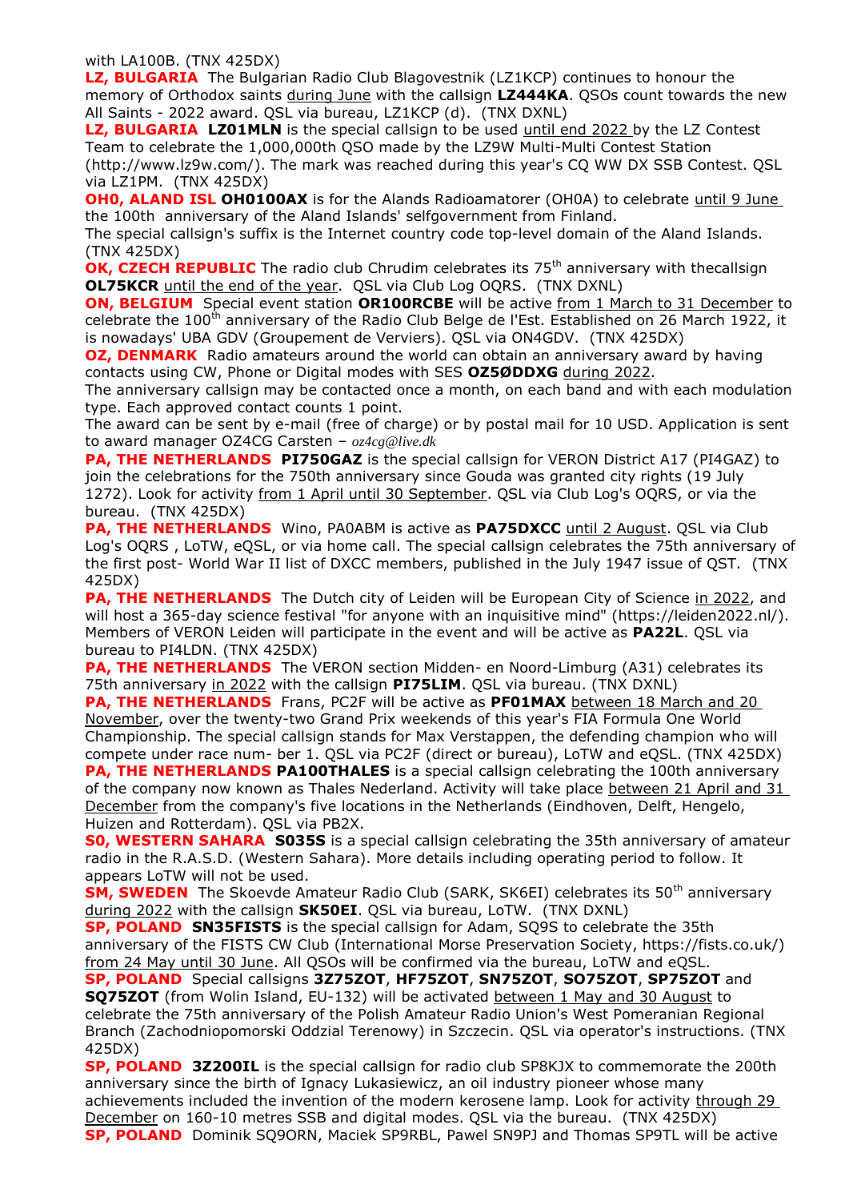with LA100B. (TNX 425DX)

**LZ, BULGARIA** The Bulgarian Radio Club Blagovestnik (LZ1KCP) continues to honour the memory of Orthodox saints during June with the callsign **LZ444KA**. QSOs count towards the new All Saints - 2022 award. QSL via bureau, LZ1KCP (d). (TNX DXNL)

**LZ, BULGARIA** **LZ01MLN** is the special callsign to be used until end 2022 by the LZ Contest Team to celebrate the 1,000,000th QSO made by the LZ9W Multi-Multi Contest Station (http://www.lz9w.com/). The mark was reached during this year's CQ WW DX SSB Contest. QSL via LZ1PM. (TNX 425DX)

**OH0, ALAND ISL** **OH0100AX** is for the Alands Radioamatorer (OH0A) to celebrate until 9 June the 100th anniversary of the Aland Islands' selfgovernment from Finland.
The special callsign's suffix is the Internet country code top-level domain of the Aland Islands. (TNX 425DX)

**OK, CZECH REPUBLIC** The radio club Chrudim celebrates its 75th anniversary with thecallsign **OL75KCR** until the end of the year. QSL via Club Log OQRS. (TNX DXNL)

**ON, BELGIUM** Special event station **OR100RCBE** will be active from 1 March to 31 December to celebrate the 100th anniversary of the Radio Club Belge de l'Est. Established on 26 March 1922, it is nowadays' UBA GDV (Groupement de Verviers). QSL via ON4GDV. (TNX 425DX)

**OZ, DENMARK** Radio amateurs around the world can obtain an anniversary award by having contacts using CW, Phone or Digital modes with SES **OZ5ØDDXG** during 2022.
The anniversary callsign may be contacted once a month, on each band and with each modulation type. Each approved contact counts 1 point.
The award can be sent by e-mail (free of charge) or by postal mail for 10 USD. Application is sent to award manager OZ4CG Carsten – *oz4cg@live.dk*

**PA, THE NETHERLANDS** **PI750GAZ** is the special callsign for VERON District A17 (PI4GAZ) to join the celebrations for the 750th anniversary since Gouda was granted city rights (19 July 1272). Look for activity from 1 April until 30 September. QSL via Club Log's OQRS, or via the bureau. (TNX 425DX)

**PA, THE NETHERLANDS** Wino, PA0ABM is active as **PA75DXCC** until 2 August. QSL via Club Log's OQRS , LoTW, eQSL, or via home call. The special callsign celebrates the 75th anniversary of the first post- World War II list of DXCC members, published in the July 1947 issue of QST. (TNX 425DX)

**PA, THE NETHERLANDS** The Dutch city of Leiden will be European City of Science in 2022, and will host a 365-day science festival "for anyone with an inquisitive mind" (https://leiden2022.nl/). Members of VERON Leiden will participate in the event and will be active as **PA22L**. QSL via bureau to PI4LDN. (TNX 425DX)

**PA, THE NETHERLANDS** The VERON section Midden- en Noord-Limburg (A31) celebrates its 75th anniversary in 2022 with the callsign **PI75LIM**. QSL via bureau. (TNX DXNL)

**PA, THE NETHERLANDS** Frans, PC2F will be active as **PF01MAX** between 18 March and 20 November, over the twenty-two Grand Prix weekends of this year's FIA Formula One World Championship. The special callsign stands for Max Verstappen, the defending champion who will compete under race num- ber 1. QSL via PC2F (direct or bureau), LoTW and eQSL. (TNX 425DX)

**PA, THE NETHERLANDS** **PA100THALES** is a special callsign celebrating the 100th anniversary of the company now known as Thales Nederland. Activity will take place between 21 April and 31 December from the company's five locations in the Netherlands (Eindhoven, Delft, Hengelo, Huizen and Rotterdam). QSL via PB2X.

**S0, WESTERN SAHARA** **S035S** is a special callsign celebrating the 35th anniversary of amateur radio in the R.A.S.D. (Western Sahara). More details including operating period to follow. It appears LoTW will not be used.

**SM, SWEDEN** The Skoevde Amateur Radio Club (SARK, SK6EI) celebrates its 50th anniversary during 2022 with the callsign **SK50EI**. QSL via bureau, LoTW. (TNX DXNL)

**SP, POLAND** **SN35FISTS** is the special callsign for Adam, SQ9S to celebrate the 35th anniversary of the FISTS CW Club (International Morse Preservation Society, https://fists.co.uk/) from 24 May until 30 June. All QSOs will be confirmed via the bureau, LoTW and eQSL.

**SP, POLAND** Special callsigns **3Z75ZOT**, **HF75ZOT**, **SN75ZOT**, **SO75ZOT**, **SP75ZOT** and **SQ75ZOT** (from Wolin Island, EU-132) will be activated between 1 May and 30 August to celebrate the 75th anniversary of the Polish Amateur Radio Union's West Pomeranian Regional Branch (Zachodniopomorski Oddzial Terenowy) in Szczecin. QSL via operator's instructions. (TNX 425DX)

**SP, POLAND** **3Z200IL** is the special callsign for radio club SP8KJX to commemorate the 200th anniversary since the birth of Ignacy Lukasiewicz, an oil industry pioneer whose many achievements included the invention of the modern kerosene lamp. Look for activity through 29 December on 160-10 metres SSB and digital modes. QSL via the bureau. (TNX 425DX)

**SP, POLAND** Dominik SQ9ORN, Maciek SP9RBL, Pawel SN9PJ and Thomas SP9TL will be active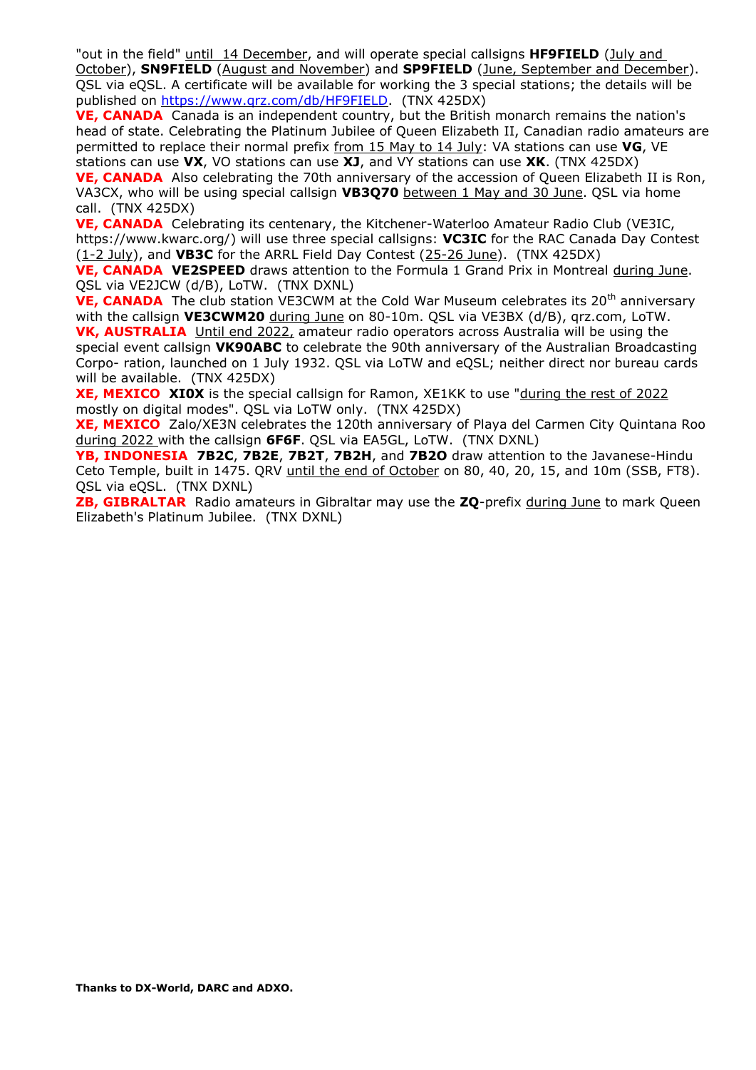"out in the field" until 14 December, and will operate special callsigns **HF9FIELD** (July and October), **SN9FIELD** (August and November) and **SP9FIELD** (June, September and December). QSL via eQSL. A certificate will be available for working the 3 special stations; the details will be published on https://www.qrz.com/db/HF9FIELD. (TNX 425DX)

**VE, CANADA** Canada is an independent country, but the British monarch remains the nation's head of state. Celebrating the Platinum Jubilee of Queen Elizabeth II, Canadian radio amateurs are permitted to replace their normal prefix from 15 May to 14 July: VA stations can use **VG**, VE stations can use **VX**, VO stations can use **XJ**, and VY stations can use **XK**. (TNX 425DX)

**VE, CANADA** Also celebrating the 70th anniversary of the accession of Queen Elizabeth II is Ron, VA3CX, who will be using special callsign **VB3Q70** between 1 May and 30 June. QSL via home call. (TNX 425DX)

**VE, CANADA** Celebrating its centenary, the Kitchener-Waterloo Amateur Radio Club (VE3IC, https://www.kwarc.org/) will use three special callsigns: **VC3IC** for the RAC Canada Day Contest (1-2 July), and **VB3C** for the ARRL Field Day Contest (25-26 June). (TNX 425DX)

**VE, CANADA** **VE2SPEED** draws attention to the Formula 1 Grand Prix in Montreal during June. QSL via VE2JCW (d/B), LoTW. (TNX DXNL)

**VE, CANADA** The club station VE3CWM at the Cold War Museum celebrates its 20th anniversary with the callsign **VE3CWM20** during June on 80-10m. QSL via VE3BX (d/B), qrz.com, LoTW.

**VK, AUSTRALIA** Until end 2022, amateur radio operators across Australia will be using the special event callsign **VK90ABC** to celebrate the 90th anniversary of the Australian Broadcasting Corpo- ration, launched on 1 July 1932. QSL via LoTW and eQSL; neither direct nor bureau cards will be available. (TNX 425DX)

**XE, MEXICO** **XI0X** is the special callsign for Ramon, XE1KK to use "during the rest of 2022 mostly on digital modes". QSL via LoTW only. (TNX 425DX)

**XE, MEXICO** Zalo/XE3N celebrates the 120th anniversary of Playa del Carmen City Quintana Roo during 2022 with the callsign **6F6F**. QSL via EA5GL, LoTW. (TNX DXNL)

**YB, INDONESIA** **7B2C**, **7B2E**, **7B2T**, **7B2H**, and **7B2O** draw attention to the Javanese-Hindu Ceto Temple, built in 1475. QRV until the end of October on 80, 40, 20, 15, and 10m (SSB, FT8). QSL via eQSL. (TNX DXNL)

**ZB, GIBRALTAR** Radio amateurs in Gibraltar may use the **ZQ**-prefix during June to mark Queen Elizabeth's Platinum Jubilee. (TNX DXNL)

**Thanks to DX-World, DARC and ADXO.**